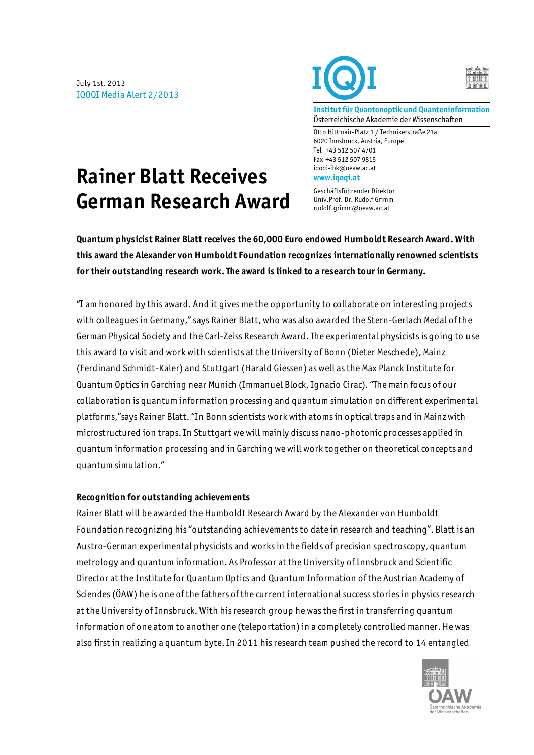July 1st, 2013
IQOQI Media Alert 2/2013

**Institut für Quantenoptik und Quanteninformation**
Österreichische Akademie der Wissenschaften

Otto Hittmair-Platz 1 / Technikerstraße 21a
6020 Innsbruck, Austria, Europe
Tel +43 512 507 4701
Fax +43 512 507 9815
iqoqi-ibk@oeaw.ac.at
**www.iqoqi.at**

Geschäftsführender Direktor
Univ.Prof. Dr. Rudolf Grimm
rudolf.grimm@oeaw.ac.at

# Rainer Blatt Receives German Research Award

**Quantum physicist Rainer Blatt receives the 60,000 Euro endowed Humboldt Research Award. With this award the Alexander von Humboldt Foundation recognizes internationally renowned scientists for their outstanding research work. The award is linked to a research tour in Germany.**

"I am honored by this award. And it gives me the opportunity to collaborate on interesting projects with colleagues in Germany," says Rainer Blatt, who was also awarded the Stern-Gerlach Medal of the German Physical Society and the Carl-Zeiss Research Award. The experimental physicists is going to use this award to visit and work with scientists at the University of Bonn (Dieter Meschede), Mainz (Ferdinand Schmidt-Kaler) and Stuttgart (Harald Giessen) as well as the Max Planck Institute for Quantum Optics in Garching near Munich (Immanuel Block, Ignacio Cirac). "The main focus of our collaboration is quantum information processing and quantum simulation on different experimental platforms,"says Rainer Blatt. "In Bonn scientists work with atoms in optical traps and in Mainz with microstructured ion traps. In Stuttgart we will mainly discuss nano-photonic processes applied in quantum information processing and in Garching we will work together on theoretical concepts and quantum simulation."

### Recognition for outstanding achievements

Rainer Blatt will be awarded the Humboldt Research Award by the Alexander von Humboldt Foundation recognizing his "outstanding achievements to date in research and teaching". Blatt is an Austro-German experimental physicists and works in the fields of precision spectroscopy, quantum metrology and quantum information. As Professor at the University of Innsbruck and Scientific Director at the Institute for Quantum Optics and Quantum Information of the Austrian Academy of Sciendes (ÖAW) he is one of the fathers of the current international success stories in physics research at the University of Innsbruck. With his research group he was the first in transferring quantum information of one atom to another one (teleportation) in a completely controlled manner. He was also first in realizing a quantum byte. In 2011 his research team pushed the record to 14 entangled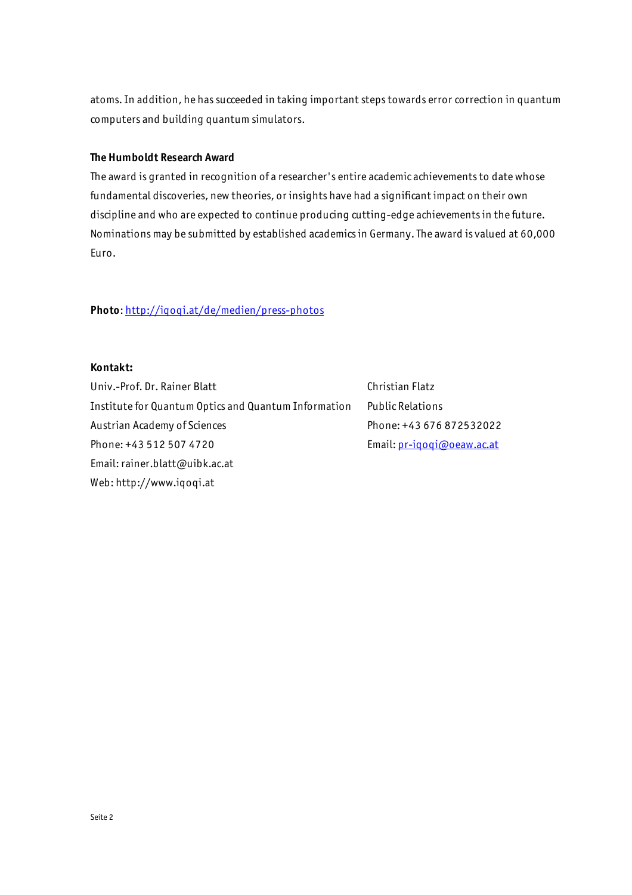atoms. In addition, he has succeeded in taking important steps towards error correction in quantum computers and building quantum simulators.

**The Humboldt Research Award**

The award is granted in recognition of a researcher's entire academic achievements to date whose fundamental discoveries, new theories, or insights have had a significant impact on their own discipline and who are expected to continue producing cutting-edge achievements in the future. Nominations may be submitted by established academics in Germany. The award is valued at 60,000 Euro.

**Photo**: [http://iqoqi.at/de/medien/press-photos](http://iqoqi.at/de/medien/press-photos)

**Kontakt:**

Univ.-Prof. Dr. Rainer Blatt
Institute for Quantum Optics and Quantum Information
Austrian Academy of Sciences
Phone: +43 512 507 4720
Email: rainer.blatt@uibk.ac.at
Web: http://www.iqoqi.at

Christian Flatz
Public Relations
Phone: +43 676 872532022
Email: [pr-iqoqi@oeaw.ac.at](mailto:pr-iqoqi@oeaw.ac.at)